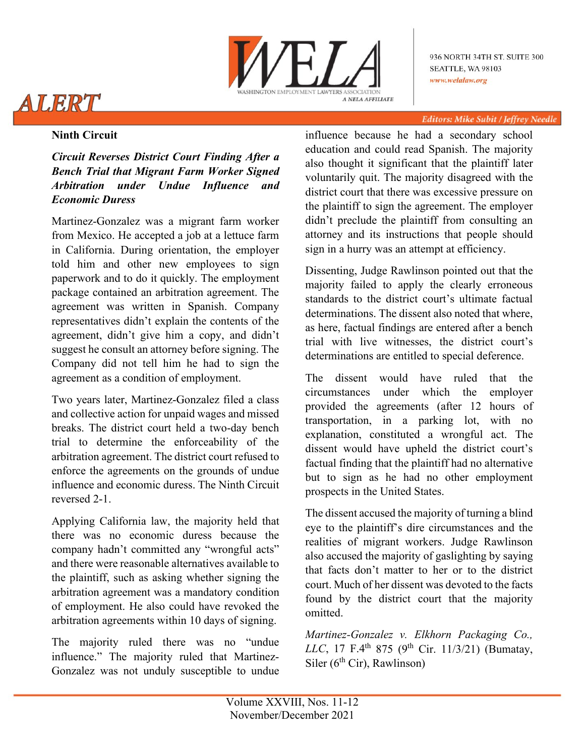## Ninth Circuit

***Circuit Reverses District Court Finding After a Bench Trial that Migrant Farm Worker Signed Arbitration under Undue Influence and Economic Duress***

Martinez-Gonzalez was a migrant farm worker from Mexico. He accepted a job at a lettuce farm in California. During orientation, the employer told him and other new employees to sign paperwork and to do it quickly. The employment package contained an arbitration agreement. The agreement was written in Spanish. Company representatives didn't explain the contents of the agreement, didn't give him a copy, and didn't suggest he consult an attorney before signing. The Company did not tell him he had to sign the agreement as a condition of employment.

Two years later, Martinez-Gonzalez filed a class and collective action for unpaid wages and missed breaks. The district court held a two-day bench trial to determine the enforceability of the arbitration agreement. The district court refused to enforce the agreements on the grounds of undue influence and economic duress. The Ninth Circuit reversed 2-1.

Applying California law, the majority held that there was no economic duress because the company hadn't committed any "wrongful acts" and there were reasonable alternatives available to the plaintiff, such as asking whether signing the arbitration agreement was a mandatory condition of employment. He also could have revoked the arbitration agreements within 10 days of signing.

The majority ruled there was no "undue influence." The majority ruled that Martinez-Gonzalez was not unduly susceptible to undue influence because he had a secondary school education and could read Spanish. The majority also thought it significant that the plaintiff later voluntarily quit. The majority disagreed with the district court that there was excessive pressure on the plaintiff to sign the agreement. The employer didn't preclude the plaintiff from consulting an attorney and its instructions that people should sign in a hurry was an attempt at efficiency.

Dissenting, Judge Rawlinson pointed out that the majority failed to apply the clearly erroneous standards to the district court's ultimate factual determinations. The dissent also noted that where, as here, factual findings are entered after a bench trial with live witnesses, the district court's determinations are entitled to special deference.

The dissent would have ruled that the circumstances under which the employer provided the agreements (after 12 hours of transportation, in a parking lot, with no explanation, constituted a wrongful act. The dissent would have upheld the district court's factual finding that the plaintiff had no alternative but to sign as he had no other employment prospects in the United States.

The dissent accused the majority of turning a blind eye to the plaintiff's dire circumstances and the realities of migrant workers. Judge Rawlinson also accused the majority of gaslighting by saying that facts don't matter to her or to the district court. Much of her dissent was devoted to the facts found by the district court that the majority omitted.

*Martinez-Gonzalez v. Elkhorn Packaging Co., LLC*, 17 F.4th 875 (9th Cir. 11/3/21) (Bumatay, Siler (6th Cir), Rawlinson)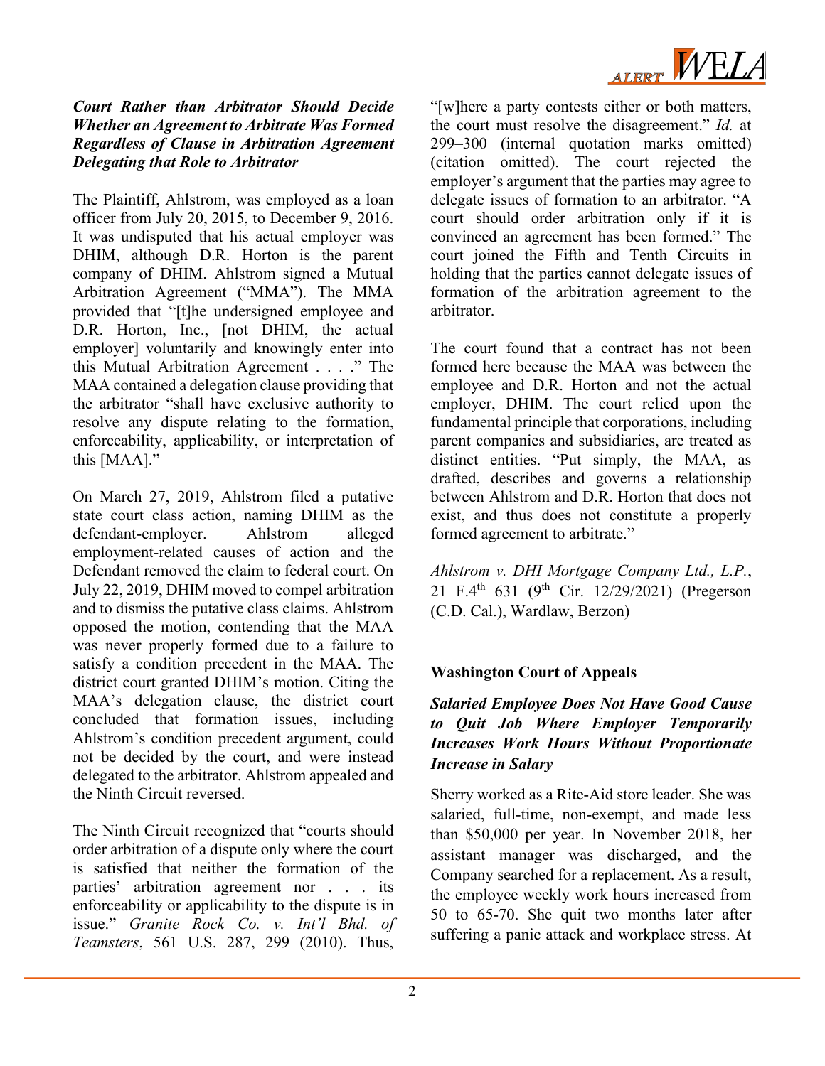***Court Rather than Arbitrator Should Decide Whether an Agreement to Arbitrate Was Formed Regardless of Clause in Arbitration Agreement Delegating that Role to Arbitrator***

The Plaintiff, Ahlstrom, was employed as a loan officer from July 20, 2015, to December 9, 2016. It was undisputed that his actual employer was DHIM, although D.R. Horton is the parent company of DHIM. Ahlstrom signed a Mutual Arbitration Agreement ("MMA"). The MMA provided that "[t]he undersigned employee and D.R. Horton, Inc., [not DHIM, the actual employer] voluntarily and knowingly enter into this Mutual Arbitration Agreement . . . ." The MAA contained a delegation clause providing that the arbitrator "shall have exclusive authority to resolve any dispute relating to the formation, enforceability, applicability, or interpretation of this [MAA]."

On March 27, 2019, Ahlstrom filed a putative state court class action, naming DHIM as the defendant-employer. Ahlstrom alleged employment-related causes of action and the Defendant removed the claim to federal court. On July 22, 2019, DHIM moved to compel arbitration and to dismiss the putative class claims. Ahlstrom opposed the motion, contending that the MAA was never properly formed due to a failure to satisfy a condition precedent in the MAA. The district court granted DHIM's motion. Citing the MAA's delegation clause, the district court concluded that formation issues, including Ahlstrom's condition precedent argument, could not be decided by the court, and were instead delegated to the arbitrator. Ahlstrom appealed and the Ninth Circuit reversed.

The Ninth Circuit recognized that "courts should order arbitration of a dispute only where the court is satisfied that neither the formation of the parties' arbitration agreement nor . . . its enforceability or applicability to the dispute is in issue." *Granite Rock Co. v. Int'l Bhd. of Teamsters*, 561 U.S. 287, 299 (2010). Thus, "[w]here a party contests either or both matters, the court must resolve the disagreement." *Id.* at 299–300 (internal quotation marks omitted) (citation omitted). The court rejected the employer's argument that the parties may agree to delegate issues of formation to an arbitrator. "A court should order arbitration only if it is convinced an agreement has been formed." The court joined the Fifth and Tenth Circuits in holding that the parties cannot delegate issues of formation of the arbitration agreement to the arbitrator.

The court found that a contract has not been formed here because the MAA was between the employee and D.R. Horton and not the actual employer, DHIM. The court relied upon the fundamental principle that corporations, including parent companies and subsidiaries, are treated as distinct entities. "Put simply, the MAA, as drafted, describes and governs a relationship between Ahlstrom and D.R. Horton that does not exist, and thus does not constitute a properly formed agreement to arbitrate."

*Ahlstrom v. DHI Mortgage Company Ltd., L.P.*, 21 F.4th 631 (9th Cir. 12/29/2021) (Pregerson (C.D. Cal.), Wardlaw, Berzon)

**Washington Court of Appeals**

***Salaried Employee Does Not Have Good Cause to Quit Job Where Employer Temporarily Increases Work Hours Without Proportionate Increase in Salary***

Sherry worked as a Rite-Aid store leader. She was salaried, full-time, non-exempt, and made less than $50,000 per year. In November 2018, her assistant manager was discharged, and the Company searched for a replacement. As a result, the employee weekly work hours increased from 50 to 65-70. She quit two months later after suffering a panic attack and workplace stress. At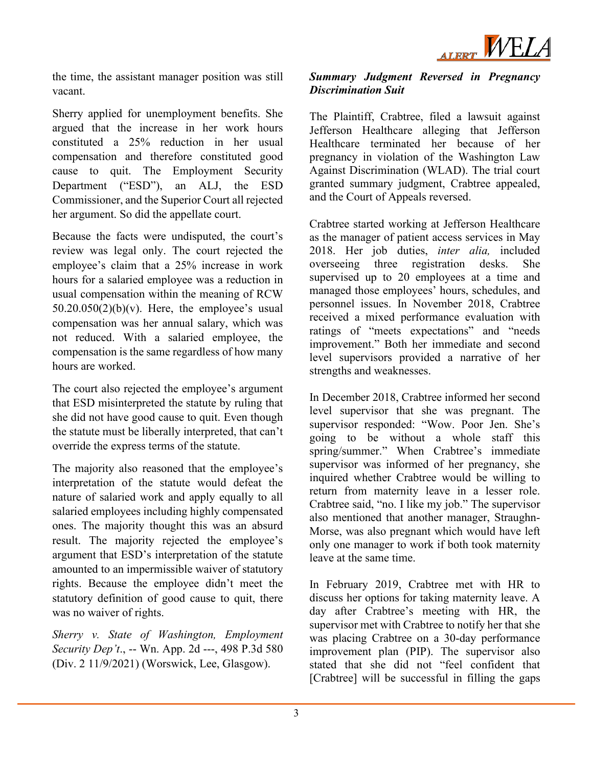the time, the assistant manager position was still vacant.

Sherry applied for unemployment benefits. She argued that the increase in her work hours constituted a 25% reduction in her usual compensation and therefore constituted good cause to quit. The Employment Security Department ("ESD"), an ALJ, the ESD Commissioner, and the Superior Court all rejected her argument. So did the appellate court.

Because the facts were undisputed, the court's review was legal only. The court rejected the employee's claim that a 25% increase in work hours for a salaried employee was a reduction in usual compensation within the meaning of RCW 50.20.050(2)(b)(v). Here, the employee's usual compensation was her annual salary, which was not reduced. With a salaried employee, the compensation is the same regardless of how many hours are worked.

The court also rejected the employee's argument that ESD misinterpreted the statute by ruling that she did not have good cause to quit. Even though the statute must be liberally interpreted, that can't override the express terms of the statute.

The majority also reasoned that the employee's interpretation of the statute would defeat the nature of salaried work and apply equally to all salaried employees including highly compensated ones. The majority thought this was an absurd result. The majority rejected the employee's argument that ESD's interpretation of the statute amounted to an impermissible waiver of statutory rights. Because the employee didn't meet the statutory definition of good cause to quit, there was no waiver of rights.

*Sherry v. State of Washington, Employment Security Dep't*., -- Wn. App. 2d ---, 498 P.3d 580 (Div. 2 11/9/2021) (Worswick, Lee, Glasgow).

***Summary Judgment Reversed in Pregnancy Discrimination Suit***

The Plaintiff, Crabtree, filed a lawsuit against Jefferson Healthcare alleging that Jefferson Healthcare terminated her because of her pregnancy in violation of the Washington Law Against Discrimination (WLAD). The trial court granted summary judgment, Crabtree appealed, and the Court of Appeals reversed.

Crabtree started working at Jefferson Healthcare as the manager of patient access services in May 2018. Her job duties, *inter alia,* included overseeing three registration desks. She supervised up to 20 employees at a time and managed those employees' hours, schedules, and personnel issues. In November 2018, Crabtree received a mixed performance evaluation with ratings of "meets expectations" and "needs improvement." Both her immediate and second level supervisors provided a narrative of her strengths and weaknesses.

In December 2018, Crabtree informed her second level supervisor that she was pregnant. The supervisor responded: "Wow. Poor Jen. She's going to be without a whole staff this spring/summer." When Crabtree's immediate supervisor was informed of her pregnancy, she inquired whether Crabtree would be willing to return from maternity leave in a lesser role. Crabtree said, "no. I like my job." The supervisor also mentioned that another manager, Straughn-Morse, was also pregnant which would have left only one manager to work if both took maternity leave at the same time.

In February 2019, Crabtree met with HR to discuss her options for taking maternity leave. A day after Crabtree's meeting with HR, the supervisor met with Crabtree to notify her that she was placing Crabtree on a 30-day performance improvement plan (PIP). The supervisor also stated that she did not "feel confident that [Crabtree] will be successful in filling the gaps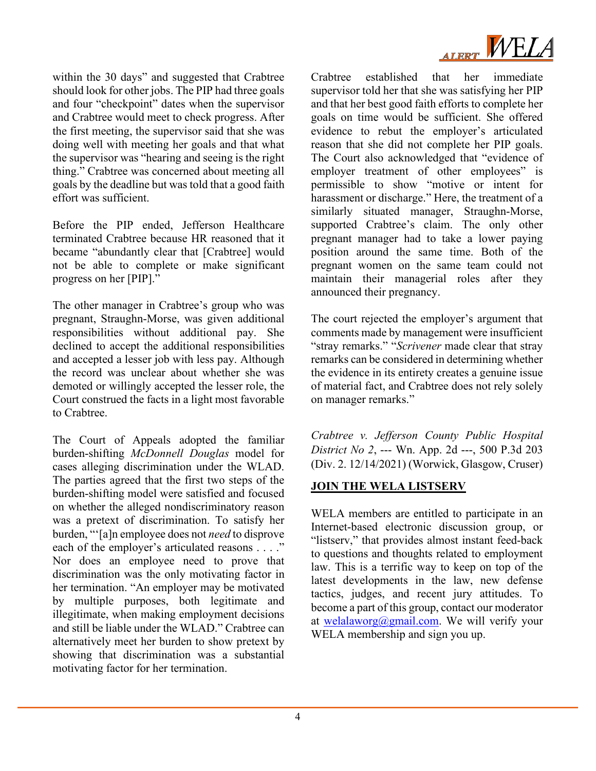within the 30 days" and suggested that Crabtree should look for other jobs. The PIP had three goals and four "checkpoint" dates when the supervisor and Crabtree would meet to check progress. After the first meeting, the supervisor said that she was doing well with meeting her goals and that what the supervisor was "hearing and seeing is the right thing." Crabtree was concerned about meeting all goals by the deadline but was told that a good faith effort was sufficient.

Before the PIP ended, Jefferson Healthcare terminated Crabtree because HR reasoned that it became "abundantly clear that [Crabtree] would not be able to complete or make significant progress on her [PIP]."

The other manager in Crabtree's group who was pregnant, Straughn-Morse, was given additional responsibilities without additional pay. She declined to accept the additional responsibilities and accepted a lesser job with less pay. Although the record was unclear about whether she was demoted or willingly accepted the lesser role, the Court construed the facts in a light most favorable to Crabtree.

The Court of Appeals adopted the familiar burden-shifting *McDonnell Douglas* model for cases alleging discrimination under the WLAD. The parties agreed that the first two steps of the burden-shifting model were satisfied and focused on whether the alleged nondiscriminatory reason was a pretext of discrimination. To satisfy her burden, "'[a]n employee does not *need* to disprove each of the employer's articulated reasons . . . ." Nor does an employee need to prove that discrimination was the only motivating factor in her termination. "An employer may be motivated by multiple purposes, both legitimate and illegitimate, when making employment decisions and still be liable under the WLAD." Crabtree can alternatively meet her burden to show pretext by showing that discrimination was a substantial motivating factor for her termination.

Crabtree established that her immediate supervisor told her that she was satisfying her PIP and that her best good faith efforts to complete her goals on time would be sufficient. She offered evidence to rebut the employer's articulated reason that she did not complete her PIP goals. The Court also acknowledged that "evidence of employer treatment of other employees" is permissible to show "motive or intent for harassment or discharge." Here, the treatment of a similarly situated manager, Straughn-Morse, supported Crabtree's claim. The only other pregnant manager had to take a lower paying position around the same time. Both of the pregnant women on the same team could not maintain their managerial roles after they announced their pregnancy.

The court rejected the employer's argument that comments made by management were insufficient "stray remarks." "*Scrivener* made clear that stray remarks can be considered in determining whether the evidence in its entirety creates a genuine issue of material fact, and Crabtree does not rely solely on manager remarks."

*Crabtree v. Jefferson County Public Hospital District No 2*, --- Wn. App. 2d ---, 500 P.3d 203 (Div. 2. 12/14/2021) (Worwick, Glasgow, Cruser)

## JOIN THE WELA LISTSERV

WELA members are entitled to participate in an Internet-based electronic discussion group, or "listserv," that provides almost instant feed-back to questions and thoughts related to employment law. This is a terrific way to keep on top of the latest developments in the law, new defense tactics, judges, and recent jury attitudes. To become a part of this group, contact our moderator at welalaworg@gmail.com. We will verify your WELA membership and sign you up.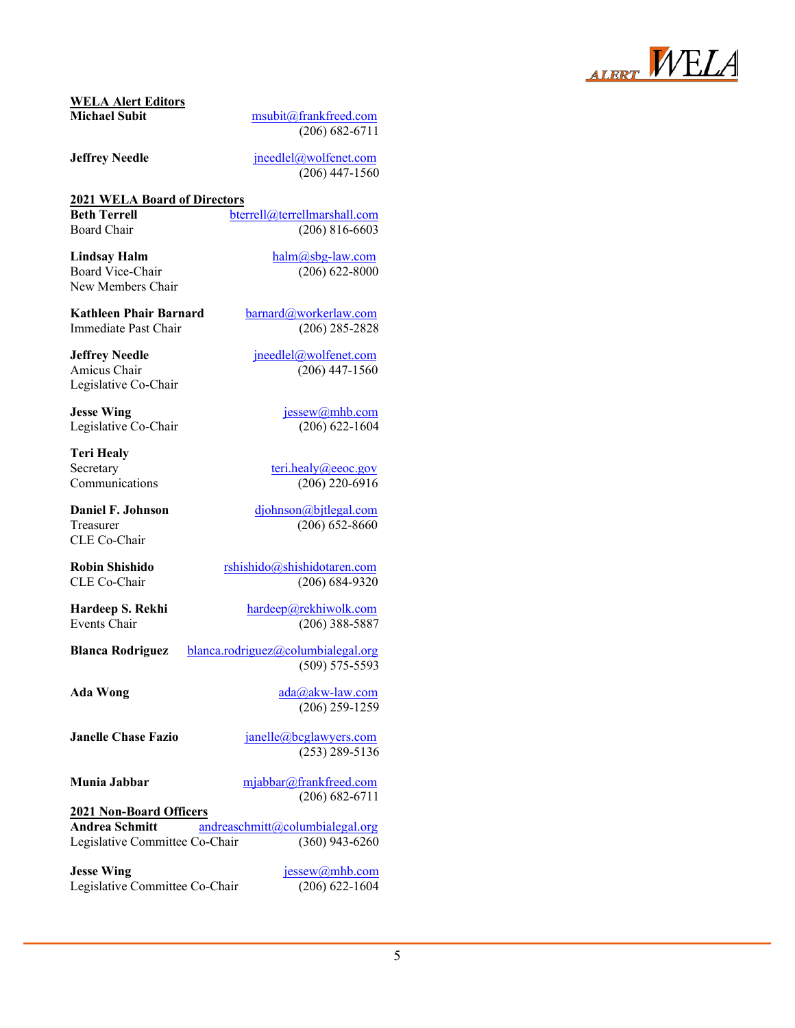**WELA Alert Editors**

**Michael Subit**
msubit@frankfreed.com
(206) 682-6711

**Jeffrey Needle**
jneedlel@wolfenet.com
(206) 447-1560

**2021 WELA Board of Directors**

**Beth Terrell**
Board Chair
bterrell@terrellmarshall.com
(206) 816-6603

**Lindsay Halm**
Board Vice-Chair
New Members Chair
halm@sbg-law.com
(206) 622-8000

**Kathleen Phair Barnard**
Immediate Past Chair
barnard@workerlaw.com
(206) 285-2828

**Jeffrey Needle**
Amicus Chair
Legislative Co-Chair
jneedlel@wolfenet.com
(206) 447-1560

**Jesse Wing**
Legislative Co-Chair
jessew@mhb.com
(206) 622-1604

**Teri Healy**
Secretary
Communications
teri.healy@eeoc.gov
(206) 220-6916

**Daniel F. Johnson**
Treasurer
CLE Co-Chair
djohnson@bjtlegal.com
(206) 652-8660

**Robin Shishido**
CLE Co-Chair
rshishido@shishidotaren.com
(206) 684-9320

**Hardeep S. Rekhi**
Events Chair
hardeep@rekhiwolk.com
(206) 388-5887

**Blanca Rodriguez**
blanca.rodriguez@columbialegal.org
(509) 575-5593

**Ada Wong**
ada@akw-law.com
(206) 259-1259

**Janelle Chase Fazio**
janelle@bcglawyers.com
(253) 289-5136

**Munia Jabbar**
mjabbar@frankfreed.com
(206) 682-6711

**2021 Non-Board Officers**

**Andrea Schmitt**
Legislative Committee Co-Chair
andreaschmitt@columbialegal.org
(360) 943-6260

**Jesse Wing**
Legislative Committee Co-Chair
jessew@mhb.com
(206) 622-1604